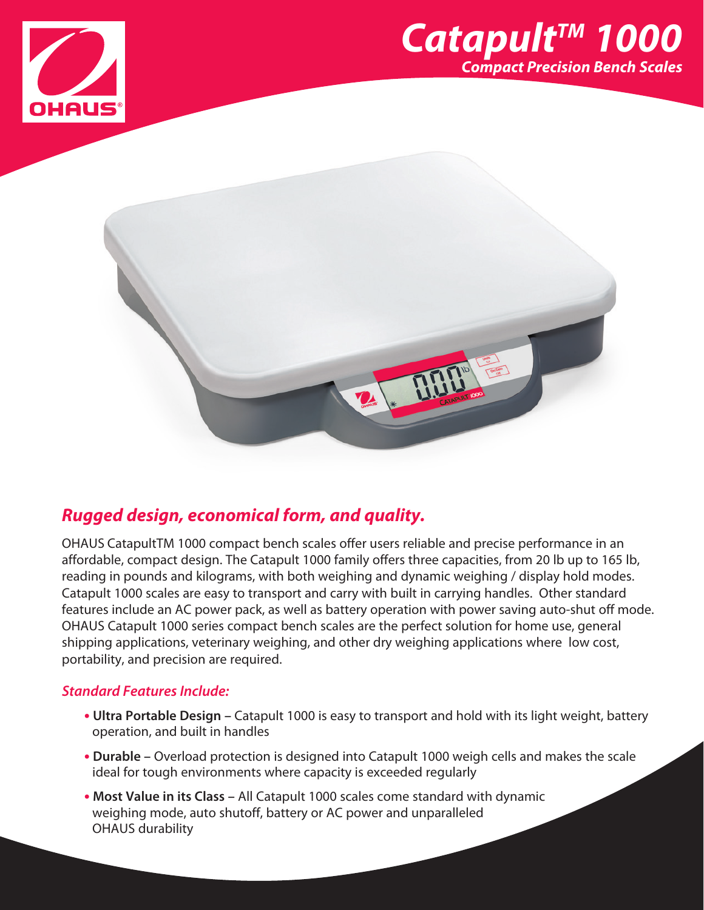# Catapult™ 1000

## Compact Precision Bench Scales

OHAUS®

## *Rugged design, economical form, and quality.*

OHAUS CatapultTM 1000 compact bench scales offer users reliable and precise performance in an affordable, compact design. The Catapult 1000 family offers three capacities, from 20 lb up to 165 lb, reading in pounds and kilograms, with both weighing and dynamic weighing / display hold modes. Catapult 1000 scales are easy to transport and carry with built in carrying handles. Other standard features include an AC power pack, as well as battery operation with power saving auto-shut off mode. OHAUS Catapult 1000 series compact bench scales are the perfect solution for home use, general shipping applications, veterinary weighing, and other dry weighing applications where low cost, portability, and precision are required.

### *Standard Features Include:*

- **Ultra Portable Design** – Catapult 1000 is easy to transport and hold with its light weight, battery operation, and built in handles
- **Durable** – Overload protection is designed into Catapult 1000 weigh cells and makes the scale ideal for tough environments where capacity is exceeded regularly
- **Most Value in its Class** – All Catapult 1000 scales come standard with dynamic weighing mode, auto shutoff, battery or AC power and unparalleled OHAUS durability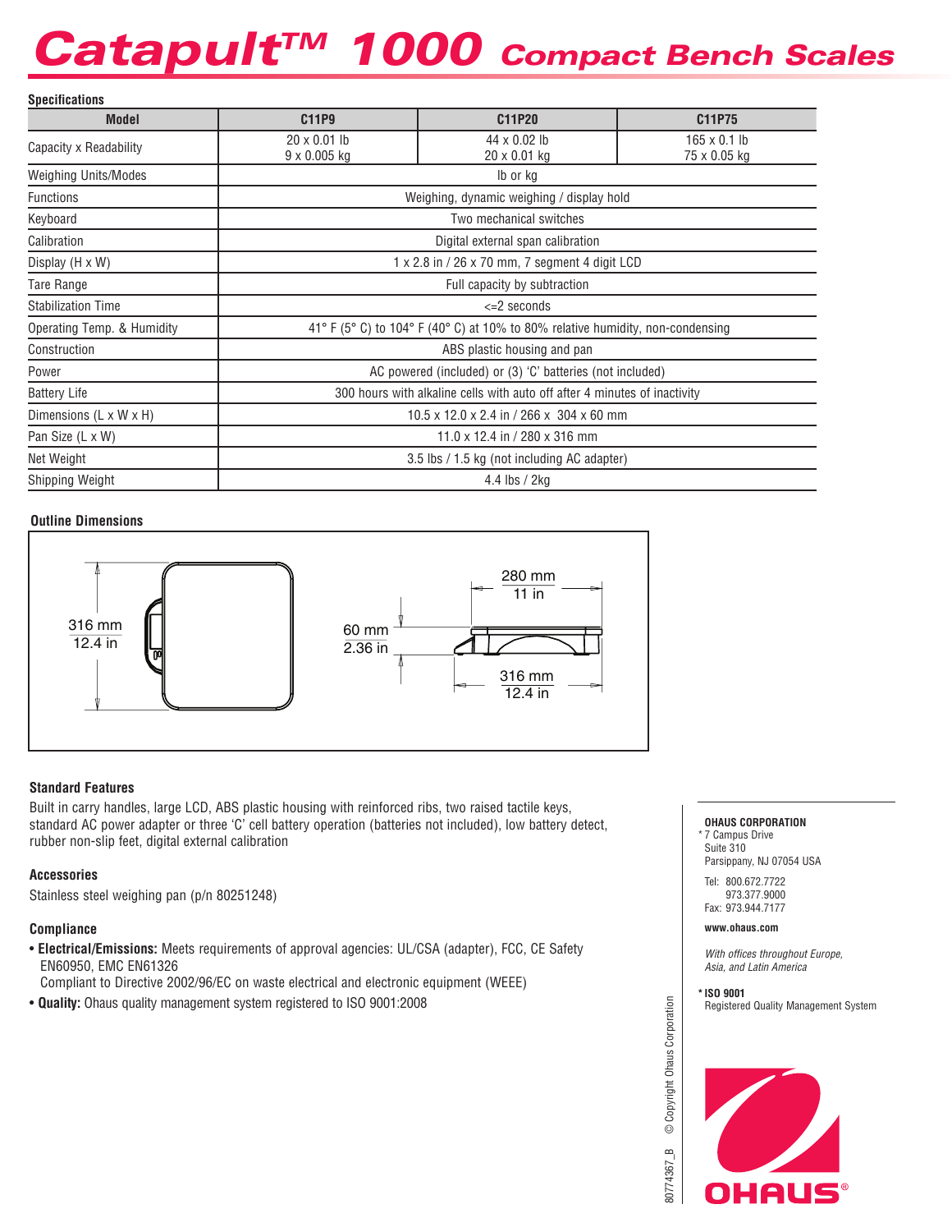# Catapult™ 1000 Compact Bench Scales

**Specifications**

| Model | C11P9 | C11P20 | C11P75 |
|---|---|---|---|
| Capacity x Readability | 20 x 0.01 lb<br>9 x 0.005 kg | 44 x 0.02 lb<br>20 x 0.01 kg | 165 x 0.1 lb<br>75 x 0.05 kg |
| Weighing Units/Modes | lb or kg | | |
| Functions | Weighing, dynamic weighing / display hold | | |
| Keyboard | Two mechanical switches | | |
| Calibration | Digital external span calibration | | |
| Display (H x W) | 1 x 2.8 in / 26 x 70 mm, 7 segment 4 digit LCD | | |
| Tare Range | Full capacity by subtraction | | |
| Stabilization Time | <=2 seconds | | |
| Operating Temp. & Humidity | 41° F (5° C) to 104° F (40° C) at 10% to 80% relative humidity, non-condensing | | |
| Construction | ABS plastic housing and pan | | |
| Power | AC powered (included) or (3) 'C' batteries (not included) | | |
| Battery Life | 300 hours with alkaline cells with auto off after 4 minutes of inactivity | | |
| Dimensions (L x W x H) | 10.5 x 12.0 x 2.4 in / 266 x 304 x 60 mm | | |
| Pan Size (L x W) | 11.0 x 12.4 in / 280 x 316 mm | | |
| Net Weight | 3.5 lbs / 1.5 kg (not including AC adapter) | | |
| Shipping Weight | 4.4 lbs / 2kg | | |

**Outline Dimensions**

316 mm
12.4 in

60 mm
2.36 in

280 mm
11 in

316 mm
12.4 in

### Standard Features

Built in carry handles, large LCD, ABS plastic housing with reinforced ribs, two raised tactile keys, standard AC power adapter or three 'C' cell battery operation (batteries not included), low battery detect, rubber non-slip feet, digital external calibration

### Accessories

Stainless steel weighing pan (p/n 80251248)

### Compliance

- **Electrical/Emissions:** Meets requirements of approval agencies: UL/CSA (adapter), FCC, CE Safety EN60950, EMC EN61326
  Compliant to Directive 2002/96/EC on waste electrical and electronic equipment (WEEE)
- **Quality:** Ohaus quality management system registered to ISO 9001:2008

**OHAUS CORPORATION**
* 7 Campus Drive
Suite 310
Parsippany, NJ 07054 USA

Tel: 800.672.7722
973.377.9000
Fax: 973.944.7177

**www.ohaus.com**

*With offices throughout Europe, Asia, and Latin America*

**\* ISO 9001**
Registered Quality Management System

80774367_B © Copyright Ohaus Corporation

OHAUS®